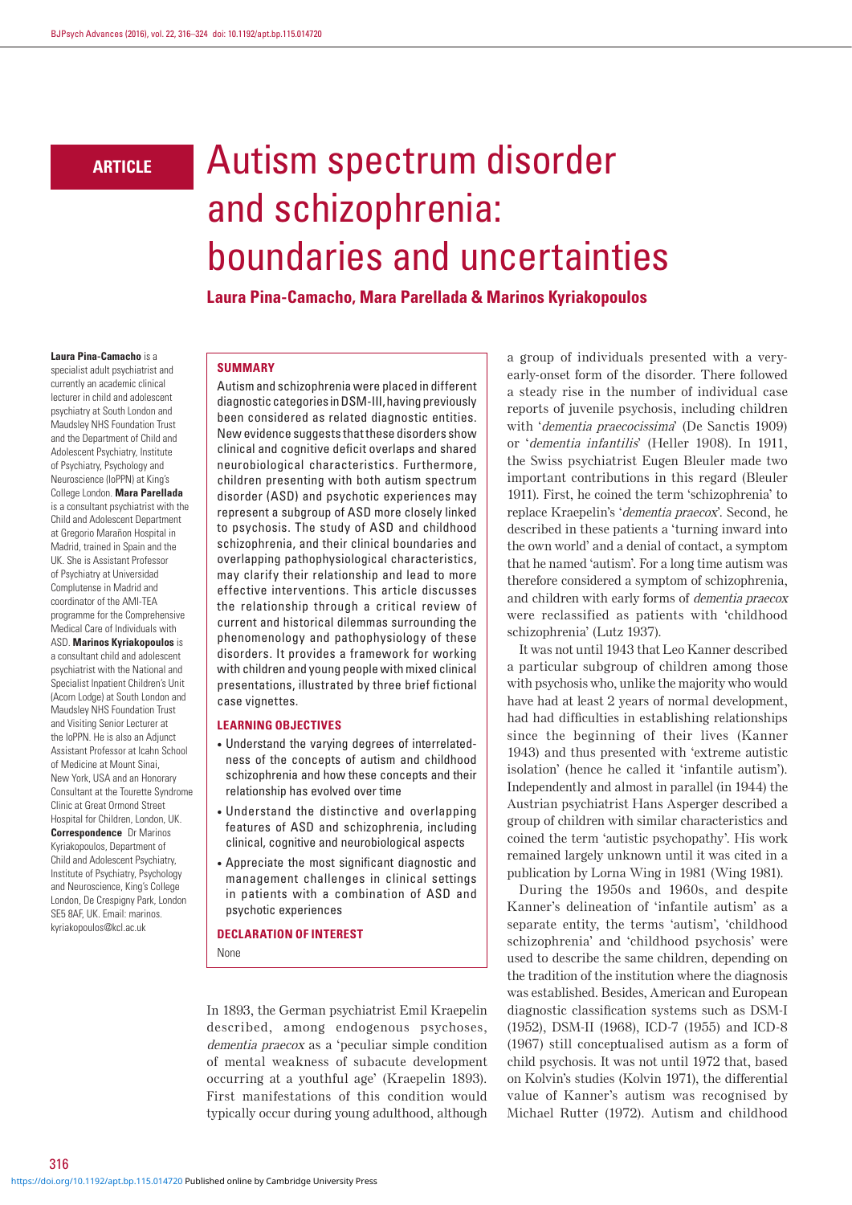ARTICLE

# Autism spectrum disorder and schizophrenia: boundaries and uncertainties

**Laura Pina-Camacho, Mara Parellada & Marinos Kyriakopoulos**

**Laura Pina-Camacho** is a specialist adult psychiatrist and currently an academic clinical lecturer in child and adolescent psychiatry at South London and Maudsley NHS Foundation Trust and the Department of Child and Adolescent Psychiatry, Institute of Psychiatry, Psychology and Neuroscience (IoPPN) at King's College London. **Mara Parellada** is a consultant psychiatrist with the Child and Adolescent Department at Gregorio Marañon Hospital in Madrid, trained in Spain and the UK. She is Assistant Professor of Psychiatry at Universidad Complutense in Madrid and coordinator of the AMI-TEA programme for the Comprehensive Medical Care of Individuals with ASD. **Marinos Kyriakopoulos** is a consultant child and adolescent psychiatrist with the National and Specialist Inpatient Children's Unit (Acorn Lodge) at South London and Maudsley NHS Foundation Trust and Visiting Senior Lecturer at the IoPPN. He is also an Adjunct Assistant Professor at Icahn School of Medicine at Mount Sinai, New York, USA and an Honorary Consultant at the Tourette Syndrome Clinic at Great Ormond Street Hospital for Children, London, UK.
**Correspondence** Dr Marinos Kyriakopoulos, Department of Child and Adolescent Psychiatry, Institute of Psychiatry, Psychology and Neuroscience, King's College London, De Crespigny Park, London SE5 8AF, UK. Email: marinos.kyriakopoulos@kcl.ac.uk

## SUMMARY

Autism and schizophrenia were placed in different diagnostic categories in DSM-III, having previously been considered as related diagnostic entities. New evidence suggests that these disorders show clinical and cognitive deficit overlaps and shared neurobiological characteristics. Furthermore, children presenting with both autism spectrum disorder (ASD) and psychotic experiences may represent a subgroup of ASD more closely linked to psychosis. The study of ASD and childhood schizophrenia, and their clinical boundaries and overlapping pathophysiological characteristics, may clarify their relationship and lead to more effective interventions. This article discusses the relationship through a critical review of current and historical dilemmas surrounding the phenomenology and pathophysiology of these disorders. It provides a framework for working with children and young people with mixed clinical presentations, illustrated by three brief fictional case vignettes.

## LEARNING OBJECTIVES

- Understand the varying degrees of interrelatedness of the concepts of autism and childhood schizophrenia and how these concepts and their relationship has evolved over time
- Understand the distinctive and overlapping features of ASD and schizophrenia, including clinical, cognitive and neurobiological aspects
- Appreciate the most significant diagnostic and management challenges in clinical settings in patients with a combination of ASD and psychotic experiences

## DECLARATION OF INTEREST

None

In 1893, the German psychiatrist Emil Kraepelin described, among endogenous psychoses, *dementia praecox* as a 'peculiar simple condition of mental weakness of subacute development occurring at a youthful age' (Kraepelin 1893). First manifestations of this condition would typically occur during young adulthood, although a group of individuals presented with a very-early-onset form of the disorder. There followed a steady rise in the number of individual case reports of juvenile psychosis, including children with '*dementia praecocissima*' (De Sanctis 1909) or '*dementia infantilis*' (Heller 1908). In 1911, the Swiss psychiatrist Eugen Bleuler made two important contributions in this regard (Bleuler 1911). First, he coined the term 'schizophrenia' to replace Kraepelin's '*dementia praecox*'. Second, he described in these patients a 'turning inward into the own world' and a denial of contact, a symptom that he named 'autism'. For a long time autism was therefore considered a symptom of schizophrenia, and children with early forms of *dementia praecox* were reclassified as patients with 'childhood schizophrenia' (Lutz 1937).

It was not until 1943 that Leo Kanner described a particular subgroup of children among those with psychosis who, unlike the majority who would have had at least 2 years of normal development, had had difficulties in establishing relationships since the beginning of their lives (Kanner 1943) and thus presented with 'extreme autistic isolation' (hence he called it 'infantile autism'). Independently and almost in parallel (in 1944) the Austrian psychiatrist Hans Asperger described a group of children with similar characteristics and coined the term 'autistic psychopathy'. His work remained largely unknown until it was cited in a publication by Lorna Wing in 1981 (Wing 1981).

During the 1950s and 1960s, and despite Kanner's delineation of 'infantile autism' as a separate entity, the terms 'autism', 'childhood schizophrenia' and 'childhood psychosis' were used to describe the same children, depending on the tradition of the institution where the diagnosis was established. Besides, American and European diagnostic classification systems such as DSM-I (1952), DSM-II (1968), ICD-7 (1955) and ICD-8 (1967) still conceptualised autism as a form of child psychosis. It was not until 1972 that, based on Kolvin's studies (Kolvin 1971), the differential value of Kanner's autism was recognised by Michael Rutter (1972). Autism and childhood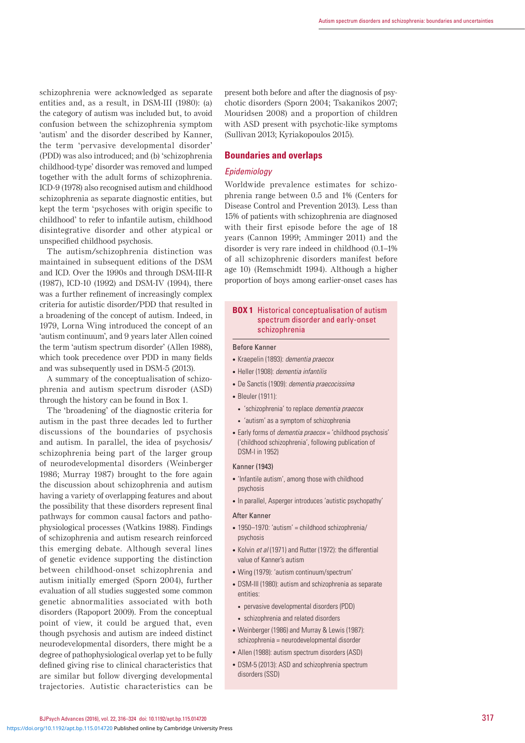schizophrenia were acknowledged as separate entities and, as a result, in DSM-III (1980): (a) the category of autism was included but, to avoid confusion between the schizophrenia symptom 'autism' and the disorder described by Kanner, the term 'pervasive developmental disorder' (PDD) was also introduced; and (b) 'schizophrenia childhood-type' disorder was removed and lumped together with the adult forms of schizophrenia. ICD-9 (1978) also recognised autism and childhood schizophrenia as separate diagnostic entities, but kept the term 'psychoses with origin specific to childhood' to refer to infantile autism, childhood disintegrative disorder and other atypical or unspecified childhood psychosis.

The autism/schizophrenia distinction was maintained in subsequent editions of the DSM and ICD. Over the 1990s and through DSM-III-R (1987), ICD-10 (1992) and DSM-IV (1994), there was a further refinement of increasingly complex criteria for autistic disorder/PDD that resulted in a broadening of the concept of autism. Indeed, in 1979, Lorna Wing introduced the concept of an 'autism continuum', and 9 years later Allen coined the term 'autism spectrum disorder' (Allen 1988), which took precedence over PDD in many fields and was subsequently used in DSM-5 (2013).

A summary of the conceptualisation of schizophrenia and autism spectrum disroder (ASD) through the history can be found in Box 1.

The 'broadening' of the diagnostic criteria for autism in the past three decades led to further discussions of the boundaries of psychosis and autism. In parallel, the idea of psychosis/schizophrenia being part of the larger group of neurodevelopmental disorders (Weinberger 1986; Murray 1987) brought to the fore again the discussion about schizophrenia and autism having a variety of overlapping features and about the possibility that these disorders represent final pathways for common causal factors and pathophysiological processes (Watkins 1988). Findings of schizophrenia and autism research reinforced this emerging debate. Although several lines of genetic evidence supporting the distinction between childhood-onset schizophrenia and autism initially emerged (Sporn 2004), further evaluation of all studies suggested some common genetic abnormalities associated with both disorders (Rapoport 2009). From the conceptual point of view, it could be argued that, even though psychosis and autism are indeed distinct neurodevelopmental disorders, there might be a degree of pathophysiological overlap yet to be fully defined giving rise to clinical characteristics that are similar but follow diverging developmental trajectories. Autistic characteristics can be present both before and after the diagnosis of psychotic disorders (Sporn 2004; Tsakanikos 2007; Mouridsen 2008) and a proportion of children with ASD present with psychotic-like symptoms (Sullivan 2013; Kyriakopoulos 2015).

## Boundaries and overlaps

### *Epidemiology*

Worldwide prevalence estimates for schizophrenia range between 0.5 and 1% (Centers for Disease Control and Prevention 2013). Less than 15% of patients with schizophrenia are diagnosed with their first episode before the age of 18 years (Cannon 1999; Amminger 2011) and the disorder is very rare indeed in childhood (0.1–1% of all schizophrenic disorders manifest before age 10) (Remschmidt 1994). Although a higher proportion of boys among earlier-onset cases has

**BOX 1** Historical conceptualisation of autism spectrum disorder and early-onset schizophrenia

Before Kanner

- Kraepelin (1893): *dementia praecox*
- Heller (1908): *dementia infantilis*
- De Sanctis (1909): *dementia praecocissima*
- Bleuler (1911):
  - 'schizophrenia' to replace *dementia praecox*
  - 'autism' as a symptom of schizophrenia
- Early forms of *dementia praecox* = 'childhood psychosis' ('childhood schizophrenia', following publication of DSM-I in 1952)

Kanner (1943)

- 'Infantile autism', among those with childhood psychosis
- In parallel, Asperger introduces 'autistic psychopathy'

After Kanner

- 1950–1970: 'autism' = childhood schizophrenia/psychosis
- Kolvin *et al* (1971) and Rutter (1972): the differential value of Kanner's autism
- Wing (1979): 'autism continuum/spectrum'
- DSM-III (1980): autism and schizophrenia as separate entities:
  - pervasive developmental disorders (PDD)
  - schizophrenia and related disorders
- Weinberger (1986) and Murray & Lewis (1987): schizophrenia = neurodevelopmental disorder
- Allen (1988): autism spectrum disorders (ASD)
- DSM-5 (2013): ASD and schizophrenia spectrum disorders (SSD)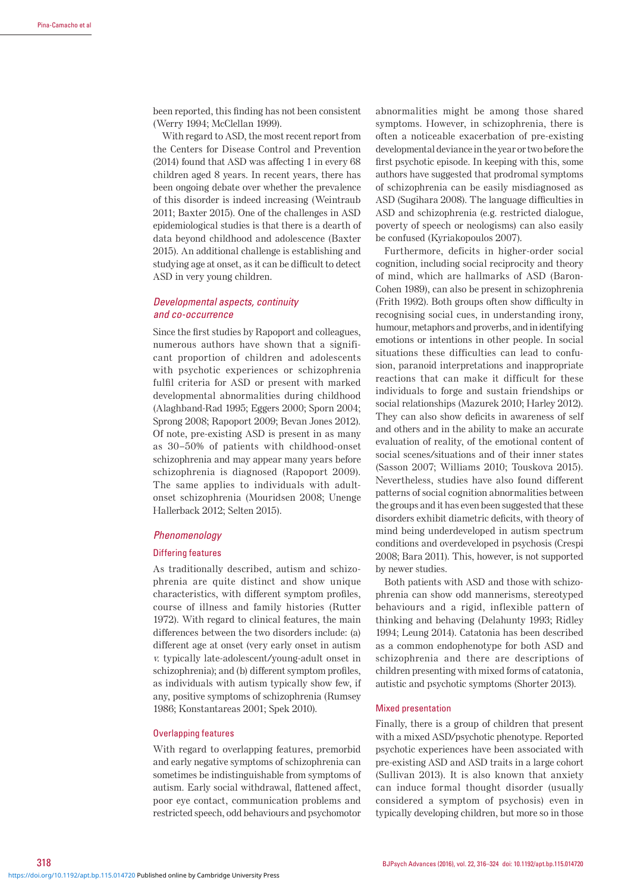been reported, this finding has not been consistent (Werry 1994; McClellan 1999).

With regard to ASD, the most recent report from the Centers for Disease Control and Prevention (2014) found that ASD was affecting 1 in every 68 children aged 8 years. In recent years, there has been ongoing debate over whether the prevalence of this disorder is indeed increasing (Weintraub 2011; Baxter 2015). One of the challenges in ASD epidemiological studies is that there is a dearth of data beyond childhood and adolescence (Baxter 2015). An additional challenge is establishing and studying age at onset, as it can be difficult to detect ASD in very young children.

### *Developmental aspects, continuity and co-occurrence*

Since the first studies by Rapoport and colleagues, numerous authors have shown that a significant proportion of children and adolescents with psychotic experiences or schizophrenia fulfil criteria for ASD or present with marked developmental abnormalities during childhood (Alaghband-Rad 1995; Eggers 2000; Sporn 2004; Sprong 2008; Rapoport 2009; Bevan Jones 2012). Of note, pre-existing ASD is present in as many as 30–50% of patients with childhood-onset schizophrenia and may appear many years before schizophrenia is diagnosed (Rapoport 2009). The same applies to individuals with adult-onset schizophrenia (Mouridsen 2008; Unenge Hallerback 2012; Selten 2015).

### *Phenomenology*

#### Differing features

As traditionally described, autism and schizophrenia are quite distinct and show unique characteristics, with different symptom profiles, course of illness and family histories (Rutter 1972). With regard to clinical features, the main differences between the two disorders include: (a) different age at onset (very early onset in autism *v.* typically late-adolescent/young-adult onset in schizophrenia); and (b) different symptom profiles, as individuals with autism typically show few, if any, positive symptoms of schizophrenia (Rumsey 1986; Konstantareas 2001; Spek 2010).

#### Overlapping features

With regard to overlapping features, premorbid and early negative symptoms of schizophrenia can sometimes be indistinguishable from symptoms of autism. Early social withdrawal, flattened affect, poor eye contact, communication problems and restricted speech, odd behaviours and psychomotor abnormalities might be among those shared symptoms. However, in schizophrenia, there is often a noticeable exacerbation of pre-existing developmental deviance in the year or two before the first psychotic episode. In keeping with this, some authors have suggested that prodromal symptoms of schizophrenia can be easily misdiagnosed as ASD (Sugihara 2008). The language difficulties in ASD and schizophrenia (e.g. restricted dialogue, poverty of speech or neologisms) can also easily be confused (Kyriakopoulos 2007).

Furthermore, deficits in higher-order social cognition, including social reciprocity and theory of mind, which are hallmarks of ASD (Baron-Cohen 1989), can also be present in schizophrenia (Frith 1992). Both groups often show difficulty in recognising social cues, in understanding irony, humour, metaphors and proverbs, and in identifying emotions or intentions in other people. In social situations these difficulties can lead to confusion, paranoid interpretations and inappropriate reactions that can make it difficult for these individuals to forge and sustain friendships or social relationships (Mazurek 2010; Harley 2012). They can also show deficits in awareness of self and others and in the ability to make an accurate evaluation of reality, of the emotional content of social scenes/situations and of their inner states (Sasson 2007; Williams 2010; Touskova 2015). Nevertheless, studies have also found different patterns of social cognition abnormalities between the groups and it has even been suggested that these disorders exhibit diametric deficits, with theory of mind being underdeveloped in autism spectrum conditions and overdeveloped in psychosis (Crespi 2008; Bara 2011). This, however, is not supported by newer studies.

Both patients with ASD and those with schizophrenia can show odd mannerisms, stereotyped behaviours and a rigid, inflexible pattern of thinking and behaving (Delahunty 1993; Ridley 1994; Leung 2014). Catatonia has been described as a common endophenotype for both ASD and schizophrenia and there are descriptions of children presenting with mixed forms of catatonia, autistic and psychotic symptoms (Shorter 2013).

#### Mixed presentation

Finally, there is a group of children that present with a mixed ASD/psychotic phenotype. Reported psychotic experiences have been associated with pre-existing ASD and ASD traits in a large cohort (Sullivan 2013). It is also known that anxiety can induce formal thought disorder (usually considered a symptom of psychosis) even in typically developing children, but more so in those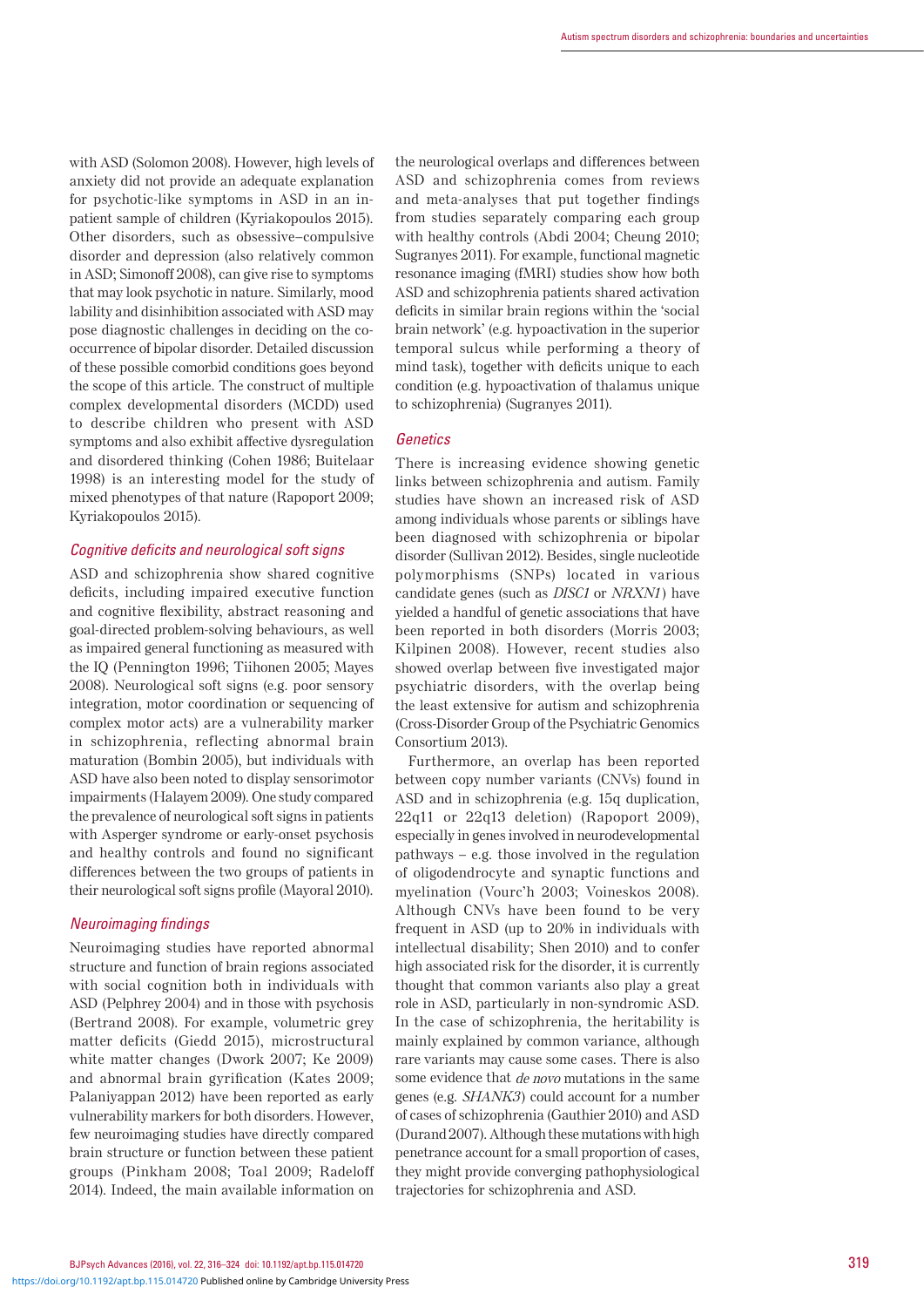with ASD (Solomon 2008). However, high levels of anxiety did not provide an adequate explanation for psychotic-like symptoms in ASD in an inpatient sample of children (Kyriakopoulos 2015). Other disorders, such as obsessive–compulsive disorder and depression (also relatively common in ASD; Simonoff 2008), can give rise to symptoms that may look psychotic in nature. Similarly, mood lability and disinhibition associated with ASD may pose diagnostic challenges in deciding on the co-occurrence of bipolar disorder. Detailed discussion of these possible comorbid conditions goes beyond the scope of this article. The construct of multiple complex developmental disorders (MCDD) used to describe children who present with ASD symptoms and also exhibit affective dysregulation and disordered thinking (Cohen 1986; Buitelaar 1998) is an interesting model for the study of mixed phenotypes of that nature (Rapoport 2009; Kyriakopoulos 2015).

### *Cognitive deficits and neurological soft signs*

ASD and schizophrenia show shared cognitive deficits, including impaired executive function and cognitive flexibility, abstract reasoning and goal-directed problem-solving behaviours, as well as impaired general functioning as measured with the IQ (Pennington 1996; Tiihonen 2005; Mayes 2008). Neurological soft signs (e.g. poor sensory integration, motor coordination or sequencing of complex motor acts) are a vulnerability marker in schizophrenia, reflecting abnormal brain maturation (Bombin 2005), but individuals with ASD have also been noted to display sensorimotor impairments (Halayem 2009). One study compared the prevalence of neurological soft signs in patients with Asperger syndrome or early-onset psychosis and healthy controls and found no significant differences between the two groups of patients in their neurological soft signs profile (Mayoral 2010).

### *Neuroimaging findings*

Neuroimaging studies have reported abnormal structure and function of brain regions associated with social cognition both in individuals with ASD (Pelphrey 2004) and in those with psychosis (Bertrand 2008). For example, volumetric grey matter deficits (Giedd 2015), microstructural white matter changes (Dwork 2007; Ke 2009) and abnormal brain gyrification (Kates 2009; Palaniyappan 2012) have been reported as early vulnerability markers for both disorders. However, few neuroimaging studies have directly compared brain structure or function between these patient groups (Pinkham 2008; Toal 2009; Radeloff 2014). Indeed, the main available information on the neurological overlaps and differences between ASD and schizophrenia comes from reviews and meta-analyses that put together findings from studies separately comparing each group with healthy controls (Abdi 2004; Cheung 2010; Sugranyes 2011). For example, functional magnetic resonance imaging (fMRI) studies show how both ASD and schizophrenia patients shared activation deficits in similar brain regions within the 'social brain network' (e.g. hypoactivation in the superior temporal sulcus while performing a theory of mind task), together with deficits unique to each condition (e.g. hypoactivation of thalamus unique to schizophrenia) (Sugranyes 2011).

### *Genetics*

There is increasing evidence showing genetic links between schizophrenia and autism. Family studies have shown an increased risk of ASD among individuals whose parents or siblings have been diagnosed with schizophrenia or bipolar disorder (Sullivan 2012). Besides, single nucleotide polymorphisms (SNPs) located in various candidate genes (such as *DISC1* or *NRXN1*) have yielded a handful of genetic associations that have been reported in both disorders (Morris 2003; Kilpinen 2008). However, recent studies also showed overlap between five investigated major psychiatric disorders, with the overlap being the least extensive for autism and schizophrenia (Cross-Disorder Group of the Psychiatric Genomics Consortium 2013).

Furthermore, an overlap has been reported between copy number variants (CNVs) found in ASD and in schizophrenia (e.g. 15q duplication, 22q11 or 22q13 deletion) (Rapoport 2009), especially in genes involved in neurodevelopmental pathways – e.g. those involved in the regulation of oligodendrocyte and synaptic functions and myelination (Vourc'h 2003; Voineskos 2008). Although CNVs have been found to be very frequent in ASD (up to 20% in individuals with intellectual disability; Shen 2010) and to confer high associated risk for the disorder, it is currently thought that common variants also play a great role in ASD, particularly in non-syndromic ASD. In the case of schizophrenia, the heritability is mainly explained by common variance, although rare variants may cause some cases. There is also some evidence that *de novo* mutations in the same genes (e.g. *SHANK3*) could account for a number of cases of schizophrenia (Gauthier 2010) and ASD (Durand 2007). Although these mutations with high penetrance account for a small proportion of cases, they might provide converging pathophysiological trajectories for schizophrenia and ASD.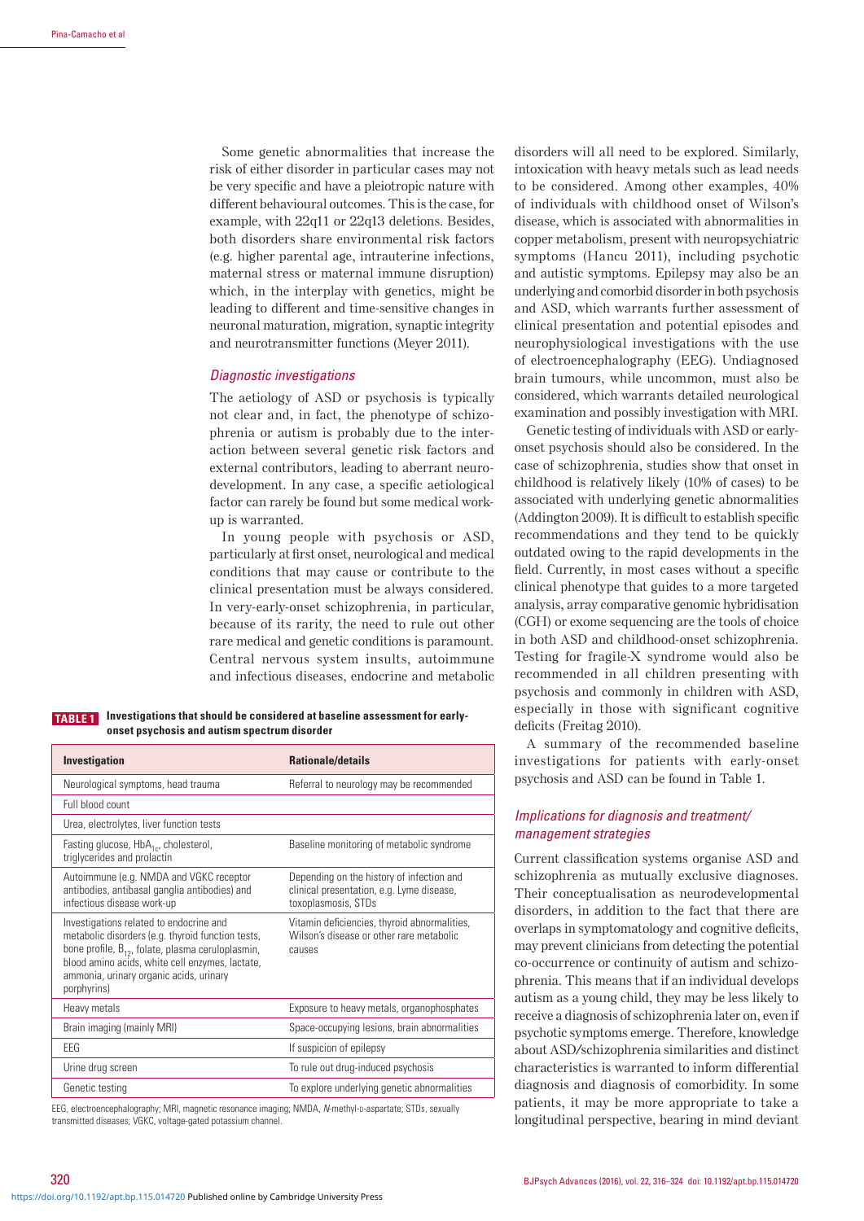Some genetic abnormalities that increase the risk of either disorder in particular cases may not be very specific and have a pleiotropic nature with different behavioural outcomes. This is the case, for example, with 22q11 or 22q13 deletions. Besides, both disorders share environmental risk factors (e.g. higher parental age, intrauterine infections, maternal stress or maternal immune disruption) which, in the interplay with genetics, might be leading to different and time-sensitive changes in neuronal maturation, migration, synaptic integrity and neurotransmitter functions (Meyer 2011).

### *Diagnostic investigations*

The aetiology of ASD or psychosis is typically not clear and, in fact, the phenotype of schizophrenia or autism is probably due to the interaction between several genetic risk factors and external contributors, leading to aberrant neurodevelopment. In any case, a specific aetiological factor can rarely be found but some medical workup is warranted.

In young people with psychosis or ASD, particularly at first onset, neurological and medical conditions that may cause or contribute to the clinical presentation must be always considered. In very-early-onset schizophrenia, in particular, because of its rarity, the need to rule out other rare medical and genetic conditions is paramount. Central nervous system insults, autoimmune and infectious diseases, endocrine and metabolic disorders will all need to be explored. Similarly, intoxication with heavy metals such as lead needs to be considered. Among other examples, 40% of individuals with childhood onset of Wilson's disease, which is associated with abnormalities in copper metabolism, present with neuropsychiatric symptoms (Hancu 2011), including psychotic and autistic symptoms. Epilepsy may also be an underlying and comorbid disorder in both psychosis and ASD, which warrants further assessment of clinical presentation and potential episodes and neurophysiological investigations with the use of electroencephalography (EEG). Undiagnosed brain tumours, while uncommon, must also be considered, which warrants detailed neurological examination and possibly investigation with MRI.

Genetic testing of individuals with ASD or early-onset psychosis should also be considered. In the case of schizophrenia, studies show that onset in childhood is relatively likely (10% of cases) to be associated with underlying genetic abnormalities (Addington 2009). It is difficult to establish specific recommendations and they tend to be quickly outdated owing to the rapid developments in the field. Currently, in most cases without a specific clinical phenotype that guides to a more targeted analysis, array comparative genomic hybridisation (CGH) or exome sequencing are the tools of choice in both ASD and childhood-onset schizophrenia. Testing for fragile-X syndrome would also be recommended in all children presenting with psychosis and commonly in children with ASD, especially in those with significant cognitive deficits (Freitag 2010).

A summary of the recommended baseline investigations for patients with early-onset psychosis and ASD can be found in Table 1.

**TABLE 1 Investigations that should be considered at baseline assessment for early-onset psychosis and autism spectrum disorder**

| Investigation | Rationale/details |
|---|---|
| Neurological symptoms, head trauma | Referral to neurology may be recommended |
| Full blood count | |
| Urea, electrolytes, liver function tests | |
| Fasting glucose, $HbA_{1c}$, cholesterol, triglycerides and prolactin | Baseline monitoring of metabolic syndrome |
| Autoimmune (e.g. NMDA and VGKC receptor antibodies, antibasal ganglia antibodies) and infectious disease work-up | Depending on the history of infection and clinical presentation, e.g. Lyme disease, toxoplasmosis, STDs |
| Investigations related to endocrine and metabolic disorders (e.g. thyroid function tests, bone profile, $B_{12}$, folate, plasma ceruloplasmin, blood amino acids, white cell enzymes, lactate, ammonia, urinary organic acids, urinary porphyrins) | Vitamin deficiencies, thyroid abnormalities, Wilson's disease or other rare metabolic causes |
| Heavy metals | Exposure to heavy metals, organophosphates |
| Brain imaging (mainly MRI) | Space-occupying lesions, brain abnormalities |
| EEG | If suspicion of epilepsy |
| Urine drug screen | To rule out drug-induced psychosis |
| Genetic testing | To explore underlying genetic abnormalities |

EEG, electroencephalography; MRI, magnetic resonance imaging; NMDA, *N*-methyl-D-aspartate; STDs, sexually transmitted diseases; VGKC, voltage-gated potassium channel.

### *Implications for diagnosis and treatment/management strategies*

Current classification systems organise ASD and schizophrenia as mutually exclusive diagnoses. Their conceptualisation as neurodevelopmental disorders, in addition to the fact that there are overlaps in symptomatology and cognitive deficits, may prevent clinicians from detecting the potential co-occurrence or continuity of autism and schizophrenia. This means that if an individual develops autism as a young child, they may be less likely to receive a diagnosis of schizophrenia later on, even if psychotic symptoms emerge. Therefore, knowledge about ASD/schizophrenia similarities and distinct characteristics is warranted to inform differential diagnosis and diagnosis of comorbidity. In some patients, it may be more appropriate to take a longitudinal perspective, bearing in mind deviant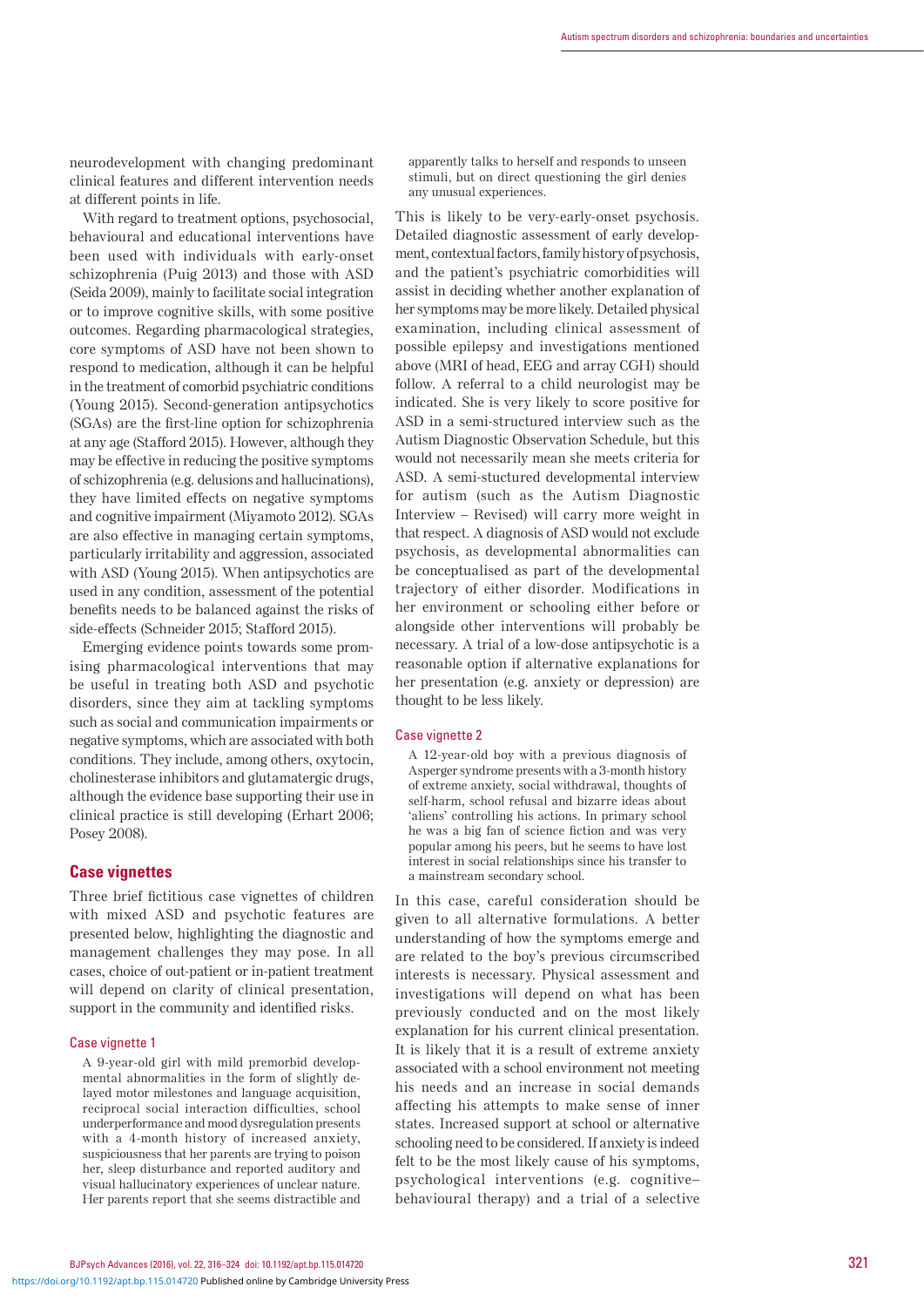neurodevelopment with changing predominant clinical features and different intervention needs at different points in life.

With regard to treatment options, psychosocial, behavioural and educational interventions have been used with individuals with early-onset schizophrenia (Puig 2013) and those with ASD (Seida 2009), mainly to facilitate social integration or to improve cognitive skills, with some positive outcomes. Regarding pharmacological strategies, core symptoms of ASD have not been shown to respond to medication, although it can be helpful in the treatment of comorbid psychiatric conditions (Young 2015). Second-generation antipsychotics (SGAs) are the first-line option for schizophrenia at any age (Stafford 2015). However, although they may be effective in reducing the positive symptoms of schizophrenia (e.g. delusions and hallucinations), they have limited effects on negative symptoms and cognitive impairment (Miyamoto 2012). SGAs are also effective in managing certain symptoms, particularly irritability and aggression, associated with ASD (Young 2015). When antipsychotics are used in any condition, assessment of the potential benefits needs to be balanced against the risks of side-effects (Schneider 2015; Stafford 2015).

Emerging evidence points towards some promising pharmacological interventions that may be useful in treating both ASD and psychotic disorders, since they aim at tackling symptoms such as social and communication impairments or negative symptoms, which are associated with both conditions. They include, among others, oxytocin, cholinesterase inhibitors and glutamatergic drugs, although the evidence base supporting their use in clinical practice is still developing (Erhart 2006; Posey 2008).

## Case vignettes

Three brief fictitious case vignettes of children with mixed ASD and psychotic features are presented below, highlighting the diagnostic and management challenges they may pose. In all cases, choice of out-patient or in-patient treatment will depend on clarity of clinical presentation, support in the community and identified risks.

### Case vignette 1

> A 9-year-old girl with mild premorbid developmental abnormalities in the form of slightly delayed motor milestones and language acquisition, reciprocal social interaction difficulties, school underperformance and mood dysregulation presents with a 4-month history of increased anxiety, suspiciousness that her parents are trying to poison her, sleep disturbance and reported auditory and visual hallucinatory experiences of unclear nature. Her parents report that she seems distractible and apparently talks to herself and responds to unseen stimuli, but on direct questioning the girl denies any unusual experiences.

This is likely to be very-early-onset psychosis. Detailed diagnostic assessment of early development, contextual factors, family history of psychosis, and the patient's psychiatric comorbidities will assist in deciding whether another explanation of her symptoms may be more likely. Detailed physical examination, including clinical assessment of possible epilepsy and investigations mentioned above (MRI of head, EEG and array CGH) should follow. A referral to a child neurologist may be indicated. She is very likely to score positive for ASD in a semi-structured interview such as the Autism Diagnostic Observation Schedule, but this would not necessarily mean she meets criteria for ASD. A semi-stuctured developmental interview for autism (such as the Autism Diagnostic Interview – Revised) will carry more weight in that respect. A diagnosis of ASD would not exclude psychosis, as developmental abnormalities can be conceptualised as part of the developmental trajectory of either disorder. Modifications in her environment or schooling either before or alongside other interventions will probably be necessary. A trial of a low-dose antipsychotic is a reasonable option if alternative explanations for her presentation (e.g. anxiety or depression) are thought to be less likely.

### Case vignette 2

> A 12-year-old boy with a previous diagnosis of Asperger syndrome presents with a 3-month history of extreme anxiety, social withdrawal, thoughts of self-harm, school refusal and bizarre ideas about 'aliens' controlling his actions. In primary school he was a big fan of science fiction and was very popular among his peers, but he seems to have lost interest in social relationships since his transfer to a mainstream secondary school.

In this case, careful consideration should be given to all alternative formulations. A better understanding of how the symptoms emerge and are related to the boy's previous circumscribed interests is necessary. Physical assessment and investigations will depend on what has been previously conducted and on the most likely explanation for his current clinical presentation. It is likely that it is a result of extreme anxiety associated with a school environment not meeting his needs and an increase in social demands affecting his attempts to make sense of inner states. Increased support at school or alternative schooling need to be considered. If anxiety is indeed felt to be the most likely cause of his symptoms, psychological interventions (e.g. cognitive–behavioural therapy) and a trial of a selective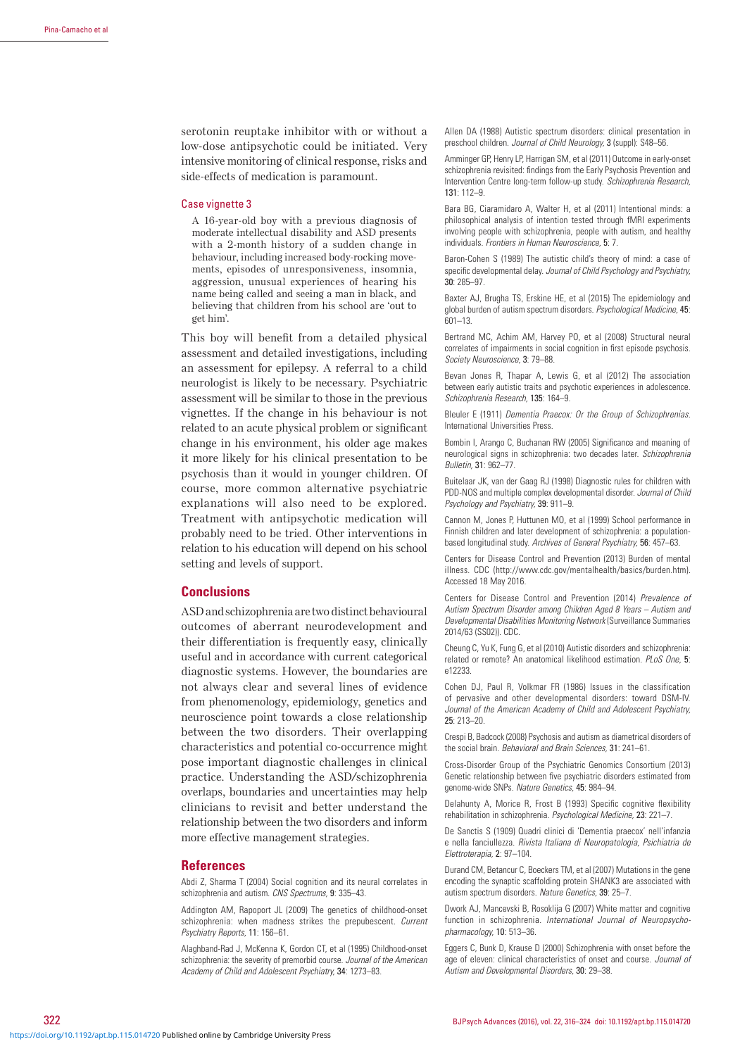serotonin reuptake inhibitor with or without a low-dose antipsychotic could be initiated. Very intensive monitoring of clinical response, risks and side-effects of medication is paramount.

### Case vignette 3

A 16-year-old boy with a previous diagnosis of moderate intellectual disability and ASD presents with a 2-month history of a sudden change in behaviour, including increased body-rocking movements, episodes of unresponsiveness, insomnia, aggression, unusual experiences of hearing his name being called and seeing a man in black, and believing that children from his school are 'out to get him'.

This boy will benefit from a detailed physical assessment and detailed investigations, including an assessment for epilepsy. A referral to a child neurologist is likely to be necessary. Psychiatric assessment will be similar to those in the previous vignettes. If the change in his behaviour is not related to an acute physical problem or significant change in his environment, his older age makes it more likely for his clinical presentation to be psychosis than it would in younger children. Of course, more common alternative psychiatric explanations will also need to be explored. Treatment with antipsychotic medication will probably need to be tried. Other interventions in relation to his education will depend on his school setting and levels of support.

## Conclusions

ASD and schizophrenia are two distinct behavioural outcomes of aberrant neurodevelopment and their differentiation is frequently easy, clinically useful and in accordance with current categorical diagnostic systems. However, the boundaries are not always clear and several lines of evidence from phenomenology, epidemiology, genetics and neuroscience point towards a close relationship between the two disorders. Their overlapping characteristics and potential co-occurrence might pose important diagnostic challenges in clinical practice. Understanding the ASD/schizophrenia overlaps, boundaries and uncertainties may help clinicians to revisit and better understand the relationship between the two disorders and inform more effective management strategies.

## References

Abdi Z, Sharma T (2004) Social cognition and its neural correlates in schizophrenia and autism. *CNS Spectrums*, **9**: 335–43.

Addington AM, Rapoport JL (2009) The genetics of childhood-onset schizophrenia: when madness strikes the prepubescent. *Current Psychiatry Reports*, **11**: 156–61.

Alaghband-Rad J, McKenna K, Gordon CT, et al (1995) Childhood-onset schizophrenia: the severity of premorbid course. *Journal of the American Academy of Child and Adolescent Psychiatry*, **34**: 1273–83.

Allen DA (1988) Autistic spectrum disorders: clinical presentation in preschool children. *Journal of Child Neurology*, **3** (suppl): S48–56.

Amminger GP, Henry LP, Harrigan SM, et al (2011) Outcome in early-onset schizophrenia revisited: findings from the Early Psychosis Prevention and Intervention Centre long-term follow-up study. *Schizophrenia Research*, **131**: 112–9.

Bara BG, Ciaramidaro A, Walter H, et al (2011) Intentional minds: a philosophical analysis of intention tested through fMRI experiments involving people with schizophrenia, people with autism, and healthy individuals. *Frontiers in Human Neuroscience*, **5**: 7.

Baron-Cohen S (1989) The autistic child's theory of mind: a case of specific developmental delay. *Journal of Child Psychology and Psychiatry*, **30**: 285–97.

Baxter AJ, Brugha TS, Erskine HE, et al (2015) The epidemiology and global burden of autism spectrum disorders. *Psychological Medicine*, **45**: 601–13.

Bertrand MC, Achim AM, Harvey PO, et al (2008) Structural neural correlates of impairments in social cognition in first episode psychosis. *Society Neuroscience*, **3**: 79–88.

Bevan Jones R, Thapar A, Lewis G, et al (2012) The association between early autistic traits and psychotic experiences in adolescence. *Schizophrenia Research*, **135**: 164–9.

Bleuler E (1911) *Dementia Praecox: Or the Group of Schizophrenias*. International Universities Press.

Bombin I, Arango C, Buchanan RW (2005) Significance and meaning of neurological signs in schizophrenia: two decades later. *Schizophrenia Bulletin*, **31**: 962–77.

Buitelaar JK, van der Gaag RJ (1998) Diagnostic rules for children with PDD-NOS and multiple complex developmental disorder. *Journal of Child Psychology and Psychiatry*, **39**: 911–9.

Cannon M, Jones P, Huttunen MO, et al (1999) School performance in Finnish children and later development of schizophrenia: a population-based longitudinal study. *Archives of General Psychiatry*, **56**: 457–63.

Centers for Disease Control and Prevention (2013) Burden of mental illness. CDC (http://www.cdc.gov/mentalhealth/basics/burden.htm). Accessed 18 May 2016.

Centers for Disease Control and Prevention (2014) *Prevalence of Autism Spectrum Disorder among Children Aged 8 Years – Autism and Developmental Disabilities Monitoring Network* (Surveillance Summaries 2014/63 (SS02)). CDC.

Cheung C, Yu K, Fung G, et al (2010) Autistic disorders and schizophrenia: related or remote? An anatomical likelihood estimation. *PLoS One*, **5**: e12233.

Cohen DJ, Paul R, Volkmar FR (1986) Issues in the classification of pervasive and other developmental disorders: toward DSM-IV. *Journal of the American Academy of Child and Adolescent Psychiatry*, **25**: 213–20.

Crespi B, Badcock (2008) Psychosis and autism as diametrical disorders of the social brain. *Behavioral and Brain Sciences*, **31**: 241–61.

Cross-Disorder Group of the Psychiatric Genomics Consortium (2013) Genetic relationship between five psychiatric disorders estimated from genome-wide SNPs. *Nature Genetics*, **45**: 984–94.

Delahunty A, Morice R, Frost B (1993) Specific cognitive flexibility rehabilitation in schizophrenia. *Psychological Medicine*, **23**: 221–7.

De Sanctis S (1909) Quadri clinici di 'Dementia praecox' nell'infanzia e nella fanciullezza. *Rivista Italiana di Neuropatologia, Psichiatria de Elettroterapia*, **2**: 97–104.

Durand CM, Betancur C, Boeckers TM, et al (2007) Mutations in the gene encoding the synaptic scaffolding protein SHANK3 are associated with autism spectrum disorders. *Nature Genetics*, **39**: 25–7.

Dwork AJ, Mancevski B, Rosoklija G (2007) White matter and cognitive function in schizophrenia. *International Journal of Neuropsychopharmacology*, **10**: 513–36.

Eggers C, Bunk D, Krause D (2000) Schizophrenia with onset before the age of eleven: clinical characteristics of onset and course. *Journal of Autism and Developmental Disorders*, **30**: 29–38.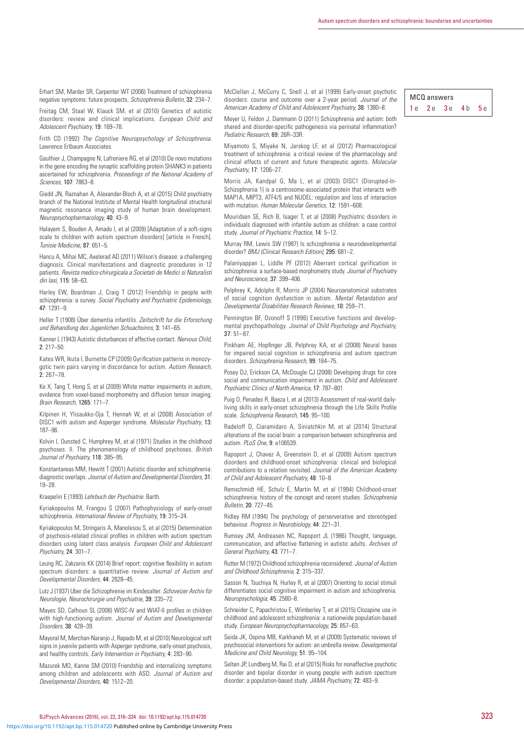Erhart SM, Marder SR, Carpenter WT (2006) Treatment of schizophrenia negative symptoms: future prospects. *Schizophrenia Bulletin*, **32**: 234–7.

Freitag CM, Staal W, Klauck SM, et al (2010) Genetics of autistic disorders: review and clinical implications. *European Child and Adolescent Psychiatry*, **19**: 169–78.

Frith CD (1992) *The Cognitive Neuropsychology of Schizophrenia*. Lawrence Erlbaum Associates.

Gauthier J, Champagne N, Lafreniere RG, et al (2010) De novo mutations in the gene encoding the synaptic scaffolding protein SHANK3 in patients ascertained for schizophrenia. *Proceedings of the National Academy of Sciences*, **107**: 7863–8.

Giedd JN, Raznahan A, Alexander-Bloch A, et al (2015) Child psychiatry branch of the National Institute of Mental Health longitudinal structural magnetic resonance imaging study of human brain development. *Neuropsychopharmacology*, **40**: 43–9.

Halayem S, Bouden A, Amado I, et al (2009) [Adaptation of a soft-signs scale to children with autism spectrum disorders] [article in French]. *Tunisie Medicine*, **87**: 651–5.

Hancu A, Mihai MC, Axelerad AD (2011) Wilson's disease: a challenging diagnosis. Clinical manifestations and diagnostic procedures in 12 patients. *Revista medico-chirurgicala a Societati de Medici si Naturalisti din Iasi*, **115**: 58–63.

Harley EW, Boardman J, Craig T (2012) Friendship in people with schizophrenia: a survey. *Social Psychiatry and Psychiatric Epidemiology*, **47**: 1291–9.

Heller T (1908) Über dementia infantilis. *Zeitschrift fur die Erforschung und Behandlung des Jugenlichen Schuachsinns*, **3**: 141–65.

Kanner L (1943) Autistic disturbances of affective contact. *Nervous Child*, **2**: 217–50.

Kates WR, Ikuta I, Burnette CP (2009) Gyrification patterns in monozygotic twin pairs varying in discordance for autism. *Autism Research*, **2**: 267–78.

Ke X, Tang T, Hong S, et al (2009) White matter impairments in autism, evidence from voxel-based morphometry and diffusion tensor imaging. *Brain Research*, **1265**: 171–7.

Kilpinen H, Ylisaukko-Oja T, Hennah W, et al (2008) Association of DISC1 with autism and Asperger syndrome. *Molecular Psychiatry*, **13**: 187–96.

Kolvin I, Ounsted C, Humphrey M, et al (1971) Studies in the childhood psychoses. II. The phenomenology of childhood psychoses. *British Journal of Psychiatry*, **118**: 385–95.

Konstantareas MM, Hewitt T (2001) Autistic disorder and schizophrenia: diagnostic overlaps. *Journal of Autism and Developmental Disorders*, **31**: 19–28.

Kraepelin E (1893) *Lehrbuch der Psychiatrie*. Barth.

Kyriakopoulos M, Frangou S (2007) Pathophysiology of early-onset schizophrenia. *International Review of Psychiatry*, **19**: 315–24.

Kyriakopoulos M, Stringaris A, Manolesou S, et al (2015) Determination of psychosis-related clinical profiles in children with autism spectrum disorders using latent class analysis. *European Child and Adolescent Psychiatry*, **24**: 301–7.

Leung RC, Zakzanis KK (2014) Brief report: cognitive flexibility in autism spectrum disorders: a quantitative review. *Journal of Autism and Developmental Disorders*, **44**: 2628–45.

Lutz J (1937) Uber die Schizophrenie im Kindesalter. *Schzveizer Archiv für Neurologie, Neurochirurgie und Psychiatrie*, **39**: 335–72.

Mayes SD, Calhoun SL (2008) WISC-IV and WIAT-II profiles in children with high-functioning autism. *Journal of Autism and Developmental Disorders*, **38**: 428–39.

Mayoral M, Merchan-Naranjo J, Rapado M, et al (2010) Neurological soft signs in juvenile patients with Asperger syndrome, early-onset psychosis, and healthy controls. *Early Intervention in Psychiatry*, **4**: 283–90.

Mazurek MO, Kanne SM (2010) Friendship and internalizing symptoms among children and adolescents with ASD. *Journal of Autism and Developmental Disorders*, **40**: 1512–20.

McClellan J, McCurry C, Snell J, et al (1999) Early-onset psychotic disorders: course and outcome over a 2-year period. *Journal of the American Academy of Child and Adolescent Psychiatry*, **38**: 1380–8.

Meyer U, Feldon J, Dammann O (2011) Schizophrenia and autism: both shared and disorder-specific pathogenesis via perinatal inflammation? *Pediatric Research*, **69**: 26R–33R.

Miyamoto S, Miyake N, Jarskog LF, et al (2012) Pharmacological treatment of schizophrenia: a critical review of the pharmacology and clinical effects of current and future therapeutic agents. *Molecular Psychiatry*, **17**: 1206–27.

Morris JA, Kandpal G, Ma L, et al (2003) DISC1 (Disrupted-In-Schizophrenia 1) is a centrosome-associated protein that interacts with MAP1A, MIPT3, ATF4/5 and NUDEL: regulation and loss of interaction with mutation. *Human Molecular Genetics*, **12**: 1591–608.

Mouridsen SE, Rich B, Isager T, et al (2008) Psychiatric disorders in individuals diagnosed with infantile autism as children: a case control study. *Journal of Psychiatric Practice*, **14**: 5–12.

Murray RM, Lewis SW (1987) Is schizophrenia a neurodevelopmental disorder? *BMJ (Clinical Research Edition)*, **295**: 681–2.

Palaniyappan L, Liddle PF (2012) Aberrant cortical gyrification in schizophrenia: a surface-based morphometry study. *Journal of Psychiatry and Neuroscience*, **37**: 399–406.

Pelphrey K, Adolphs R, Morris JP (2004) Neuroanatomical substrates of social cognition dysfunction in autism. *Mental Retardation and Developmental Disabilities Research Reviews*, **10**: 259–71.

Pennington BF, Ozonoff S (1996) Executive functions and developmental psychopathology. *Journal of Child Psychology and Psychiatry*, **37**: 51–87.

Pinkham AE, Hopfinger JB, Pelphrey KA, et al (2008) Neural bases for impaired social cognition in schizophrenia and autism spectrum disorders. *Schizophrenia Research*, **99**: 164–75.

Posey DJ, Erickson CA, McDougle CJ (2008) Developing drugs for core social and communication impairment in autism. *Child and Adolescent Psychiatric Clinics of North America*, **17**: 787–801.

Puig O, Penades R, Baeza I, et al (2013) Assessment of real-world daily-living skills in early-onset schizophrenia through the Life Skills Profile scale. *Schizophrenia Research*, **145**: 95–100.

Radeloff D, Ciaramidaro A, Siniatchkin M, et al (2014) Structural alterations of the social brain: a comparison between schizophrenia and autism. *PLoS One*, **9**: e106539.

Rapoport J, Chavez A, Greenstein D, et al (2009) Autism spectrum disorders and childhood-onset schizophrenia: clinical and biological contributions to a relation revisited. *Journal of the American Academy of Child and Adolescent Psychiatry*, **48**: 10–8.

Remschmidt HE, Schulz E, Martin M, et al (1994) Childhood-onset schizophrenia: history of the concept and recent studies. *Schizophrenia Bulletin*, **20**: 727–45.

Ridley RM (1994) The psychology of perserverative and stereotyped behaviour. *Progress in Neurobiology*, **44**: 221–31.

Rumsey JM, Andreasen NC, Rapoport JL (1986) Thought, language, communication, and affective flattening in autistic adults. *Archives of General Psychiatry*, **43**: 771–7.

Rutter M (1972) Childhood schizophrenia reconsidered. *Journal of Autism and Childhood Schizophrenia*, **2**: 315–337.

Sasson N, Tsuchiya N, Hurley R, et al (2007) Orienting to social stimuli differentiates social cognitive impairment in autism and schizophrenia. *Neuropsychologia*, **45**: 2580–8.

Schneider C, Papachristou E, Wimberley T, et al (2015) Clozapine use in childhood and adolescent schizophrenia: a nationwide population-based study. *European Neuropsychopharmacology*, **25**: 857–63.

Seida JK, Ospina MB, Karkhaneh M, et al (2009) Systematic reviews of psychosocial interventions for autism: an umbrella review. *Developmental Medicine and Child Neurology*, **51**: 95–104.

Selten JP, Lundberg M, Rai D, et al (2015) Risks for nonaffective psychotic disorder and bipolar disorder in young people with autism spectrum disorder: a population-based study. *JAMA Psychiatry*, **72**: 483–9.

| MCQ answers | | | | |
|---|---|---|---|---|
| 1 e | 2 e | 3 e | 4 b | 5 e |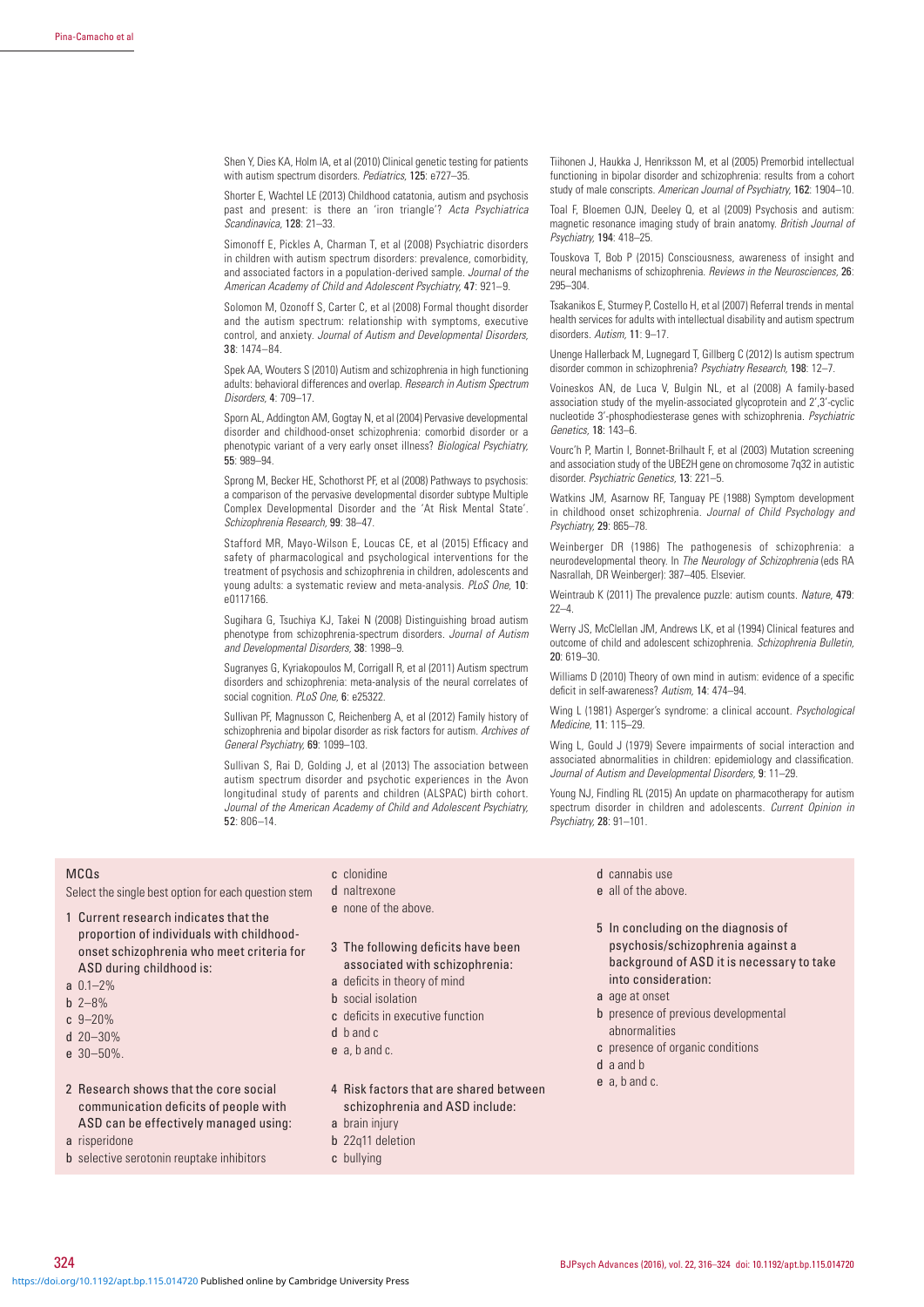Shen Y, Dies KA, Holm IA, et al (2010) Clinical genetic testing for patients with autism spectrum disorders. *Pediatrics*, **125**: e727–35.

Shorter E, Wachtel LE (2013) Childhood catatonia, autism and psychosis past and present: is there an 'iron triangle'? *Acta Psychiatrica Scandinavica*, **128**: 21–33.

Simonoff E, Pickles A, Charman T, et al (2008) Psychiatric disorders in children with autism spectrum disorders: prevalence, comorbidity, and associated factors in a population-derived sample. *Journal of the American Academy of Child and Adolescent Psychiatry*, **47**: 921–9.

Solomon M, Ozonoff S, Carter C, et al (2008) Formal thought disorder and the autism spectrum: relationship with symptoms, executive control, and anxiety. *Journal of Autism and Developmental Disorders*, **38**: 1474–84.

Spek AA, Wouters S (2010) Autism and schizophrenia in high functioning adults: behavioral differences and overlap. *Research in Autism Spectrum Disorders*, **4**: 709–17.

Sporn AL, Addington AM, Gogtay N, et al (2004) Pervasive developmental disorder and childhood-onset schizophrenia: comorbid disorder or a phenotypic variant of a very early onset illness? *Biological Psychiatry*, **55**: 989–94.

Sprong M, Becker HE, Schothorst PF, et al (2008) Pathways to psychosis: a comparison of the pervasive developmental disorder subtype Multiple Complex Developmental Disorder and the 'At Risk Mental State'. *Schizophrenia Research*, **99**: 38–47.

Stafford MR, Mayo-Wilson E, Loucas CE, et al (2015) Efficacy and safety of pharmacological and psychological interventions for the treatment of psychosis and schizophrenia in children, adolescents and young adults: a systematic review and meta-analysis. *PLoS One*, **10**: e0117166.

Sugihara G, Tsuchiya KJ, Takei N (2008) Distinguishing broad autism phenotype from schizophrenia-spectrum disorders. *Journal of Autism and Developmental Disorders*, **38**: 1998–9.

Sugranyes G, Kyriakopoulos M, Corrigall R, et al (2011) Autism spectrum disorders and schizophrenia: meta-analysis of the neural correlates of social cognition. *PLoS One*, **6**: e25322.

Sullivan PF, Magnusson C, Reichenberg A, et al (2012) Family history of schizophrenia and bipolar disorder as risk factors for autism. *Archives of General Psychiatry*, **69**: 1099–103.

Sullivan S, Rai D, Golding J, et al (2013) The association between autism spectrum disorder and psychotic experiences in the Avon longitudinal study of parents and children (ALSPAC) birth cohort. *Journal of the American Academy of Child and Adolescent Psychiatry*, **52**: 806–14.

Tiihonen J, Haukka J, Henriksson M, et al (2005) Premorbid intellectual functioning in bipolar disorder and schizophrenia: results from a cohort study of male conscripts. *American Journal of Psychiatry*, **162**: 1904–10.

Toal F, Bloemen OJN, Deeley Q, et al (2009) Psychosis and autism: magnetic resonance imaging study of brain anatomy. *British Journal of Psychiatry*, **194**: 418–25.

Touskova T, Bob P (2015) Consciousness, awareness of insight and neural mechanisms of schizophrenia. *Reviews in the Neurosciences*, **26**: 295–304.

Tsakanikos E, Sturmey P, Costello H, et al (2007) Referral trends in mental health services for adults with intellectual disability and autism spectrum disorders. *Autism*, **11**: 9–17.

Unenge Hallerback M, Lugnegard T, Gillberg C (2012) Is autism spectrum disorder common in schizophrenia? *Psychiatry Research*, **198**: 12–7.

Voineskos AN, de Luca V, Bulgin NL, et al (2008) A family-based association study of the myelin-associated glycoprotein and 2',3'-cyclic nucleotide 3'-phosphodiesterase genes with schizophrenia. *Psychiatric Genetics*, **18**: 143–6.

Vourc'h P, Martin I, Bonnet-Brilhault F, et al (2003) Mutation screening and association study of the UBE2H gene on chromosome 7q32 in autistic disorder. *Psychiatric Genetics*, **13**: 221–5.

Watkins JM, Asarnow RF, Tanguay PE (1988) Symptom development in childhood onset schizophrenia. *Journal of Child Psychology and Psychiatry*, **29**: 865–78.

Weinberger DR (1986) The pathogenesis of schizophrenia: a neurodevelopmental theory. In *The Neurology of Schizophrenia* (eds RA Nasrallah, DR Weinberger): 387–405. Elsevier.

Weintraub K (2011) The prevalence puzzle: autism counts. *Nature*, **479**: 22–4.

Werry JS, McClellan JM, Andrews LK, et al (1994) Clinical features and outcome of child and adolescent schizophrenia. *Schizophrenia Bulletin*, **20**: 619–30.

Williams D (2010) Theory of own mind in autism: evidence of a specific deficit in self-awareness? *Autism*, **14**: 474–94.

Wing L (1981) Asperger's syndrome: a clinical account. *Psychological Medicine*, **11**: 115–29.

Wing L, Gould J (1979) Severe impairments of social interaction and associated abnormalities in children: epidemiology and classification. *Journal of Autism and Developmental Disorders*, **9**: 11–29.

Young NJ, Findling RL (2015) An update on pharmacotherapy for autism spectrum disorder in children and adolescents. *Current Opinion in Psychiatry*, **28**: 91–101.

## MCQs

Select the single best option for each question stem

1 Current research indicates that the proportion of individuals with childhood-onset schizophrenia who meet criteria for ASD during childhood is:
- a 0.1–2%
- b 2–8%
- c 9–20%
- d 20–30%
- e 30–50%.

2 Research shows that the core social communication deficits of people with ASD can be effectively managed using:
- a risperidone
- b selective serotonin reuptake inhibitors
- c clonidine
- d naltrexone
- e none of the above.

3 The following deficits have been associated with schizophrenia:
- a deficits in theory of mind
- b social isolation
- c deficits in executive function
- d b and c
- e a, b and c.

4 Risk factors that are shared between schizophrenia and ASD include:
- a brain injury
- b 22q11 deletion
- c bullying
- d cannabis use
- e all of the above.

5 In concluding on the diagnosis of psychosis/schizophrenia against a background of ASD it is necessary to take into consideration:
- a age at onset
- b presence of previous developmental abnormalities
- c presence of organic conditions
- d a and b
- e a, b and c.